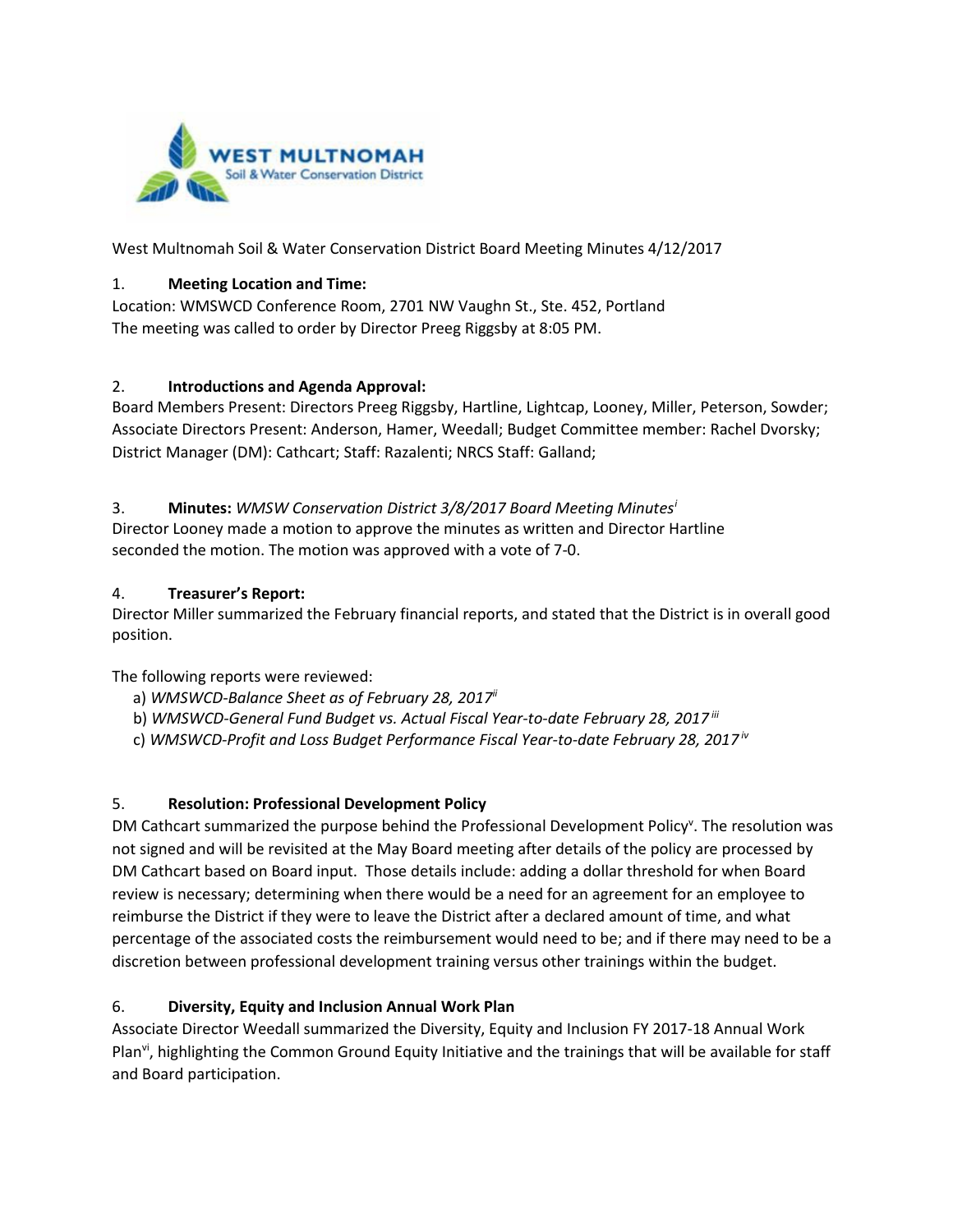West Multnomah Soil & Water Conservation District Board Meeting Minutes 4/12/2017

1. **Meeting Location and Time:**

Location: WMSWCD Conference Room, 2701 NW Vaughn St., Ste. 452, Portland

The meeting was called to order by Director Preeg Riggsby at 8:05 PM.

2. **Introductions and Agenda Approval:**

Board Members Present: Directors Preeg Riggsby, Hartline, Lightcap, Looney, Miller, Peterson, Sowder; Associate Directors Present: Anderson, Hamer, Weedall; Budget Committee member: Rachel Dvorsky; District Manager (DM): Cathcart; Staff: Razalenti; NRCS Staff: Galland;

3. **Minutes:** *WMSW Conservation District 3/8/2017 Board Meeting Minutes*[i]

Director Looney made a motion to approve the minutes as written and Director Hartline seconded the motion. The motion was approved with a vote of 7-0.

4. **Treasurer's Report:**

Director Miller summarized the February financial reports, and stated that the District is in overall good position.

The following reports were reviewed:

a) *WMSWCD-Balance Sheet as of February 28, 2017*[ii]
b) *WMSWCD-General Fund Budget vs. Actual Fiscal Year-to-date February 28, 2017*[iii]
c) *WMSWCD-Profit and Loss Budget Performance Fiscal Year-to-date February 28, 2017*[iv]

5. **Resolution: Professional Development Policy**

DM Cathcart summarized the purpose behind the Professional Development Policy[v]. The resolution was not signed and will be revisited at the May Board meeting after details of the policy are processed by DM Cathcart based on Board input. Those details include: adding a dollar threshold for when Board review is necessary; determining when there would be a need for an agreement for an employee to reimburse the District if they were to leave the District after a declared amount of time, and what percentage of the associated costs the reimbursement would need to be; and if there may need to be a discretion between professional development training versus other trainings within the budget.

6. **Diversity, Equity and Inclusion Annual Work Plan**

Associate Director Weedall summarized the Diversity, Equity and Inclusion FY 2017-18 Annual Work Plan[vi], highlighting the Common Ground Equity Initiative and the trainings that will be available for staff and Board participation.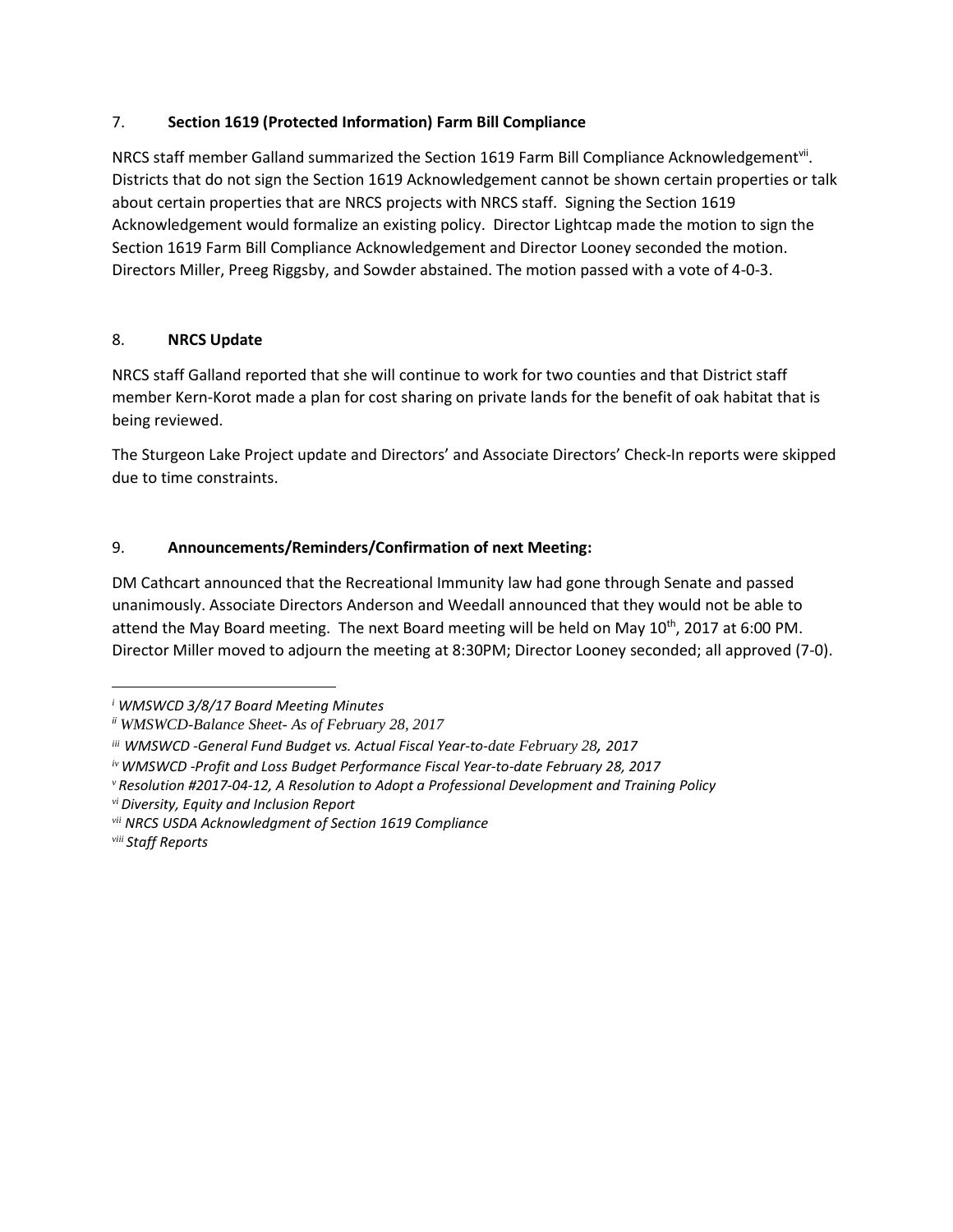7. **Section 1619 (Protected Information) Farm Bill Compliance**

NRCS staff member Galland summarized the Section 1619 Farm Bill Compliance Acknowledgement[vii]. Districts that do not sign the Section 1619 Acknowledgement cannot be shown certain properties or talk about certain properties that are NRCS projects with NRCS staff. Signing the Section 1619 Acknowledgement would formalize an existing policy. Director Lightcap made the motion to sign the Section 1619 Farm Bill Compliance Acknowledgement and Director Looney seconded the motion. Directors Miller, Preeg Riggsby, and Sowder abstained. The motion passed with a vote of 4-0-3.

8. **NRCS Update**

NRCS staff Galland reported that she will continue to work for two counties and that District staff member Kern-Korot made a plan for cost sharing on private lands for the benefit of oak habitat that is being reviewed.

The Sturgeon Lake Project update and Directors' and Associate Directors' Check-In reports were skipped due to time constraints.

9. **Announcements/Reminders/Confirmation of next Meeting:**

DM Cathcart announced that the Recreational Immunity law had gone through Senate and passed unanimously. Associate Directors Anderson and Weedall announced that they would not be able to attend the May Board meeting. The next Board meeting will be held on May 10th, 2017 at 6:00 PM. Director Miller moved to adjourn the meeting at 8:30PM; Director Looney seconded; all approved (7-0).

---

[i] *WMSWCD 3/8/17 Board Meeting Minutes*

[ii] *WMSWCD-Balance Sheet- As of February 28, 2017*

[iii] *WMSWCD -General Fund Budget vs. Actual Fiscal Year-to-date February 28, 2017*

[iv] *WMSWCD -Profit and Loss Budget Performance Fiscal Year-to-date February 28, 2017*

[v] *Resolution #2017-04-12, A Resolution to Adopt a Professional Development and Training Policy*

[vi] *Diversity, Equity and Inclusion Report*

[vii] *NRCS USDA Acknowledgment of Section 1619 Compliance*

[viii] *Staff Reports*